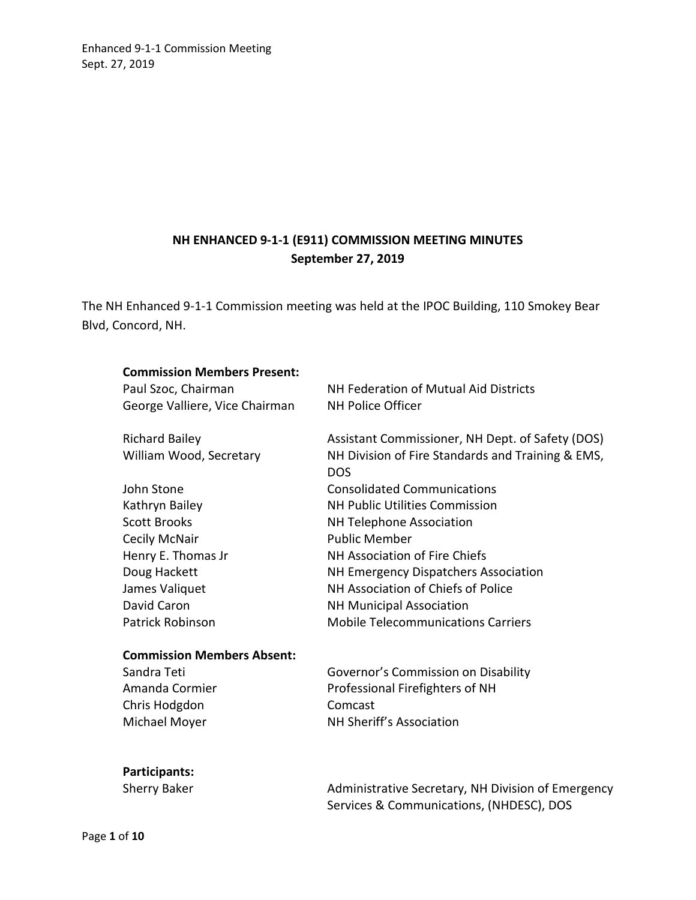# NH ENHANCED 9-1-1 (E911) COMMISSION MEETING MINUTES
## September 27, 2019

The NH Enhanced 9-1-1 Commission meeting was held at the IPOC Building, 110 Smokey Bear Blvd, Concord, NH.

**Commission Members Present:**

| | |
|---|---|
| Paul Szoc, Chairman | NH Federation of Mutual Aid Districts |
| George Valliere, Vice Chairman | NH Police Officer |
| Richard Bailey | Assistant Commissioner, NH Dept. of Safety (DOS) |
| William Wood, Secretary | NH Division of Fire Standards and Training & EMS, DOS |
| John Stone | Consolidated Communications |
| Kathryn Bailey | NH Public Utilities Commission |
| Scott Brooks | NH Telephone Association |
| Cecily McNair | Public Member |
| Henry E. Thomas Jr | NH Association of Fire Chiefs |
| Doug Hackett | NH Emergency Dispatchers Association |
| James Valiquet | NH Association of Chiefs of Police |
| David Caron | NH Municipal Association |
| Patrick Robinson | Mobile Telecommunications Carriers |

**Commission Members Absent:**

| | |
|---|---|
| Sandra Teti | Governor's Commission on Disability |
| Amanda Cormier | Professional Firefighters of NH |
| Chris Hodgdon | Comcast |
| Michael Moyer | NH Sheriff's Association |

**Participants:**

| | |
|---|---|
| Sherry Baker | Administrative Secretary, NH Division of Emergency Services & Communications, (NHDESC), DOS |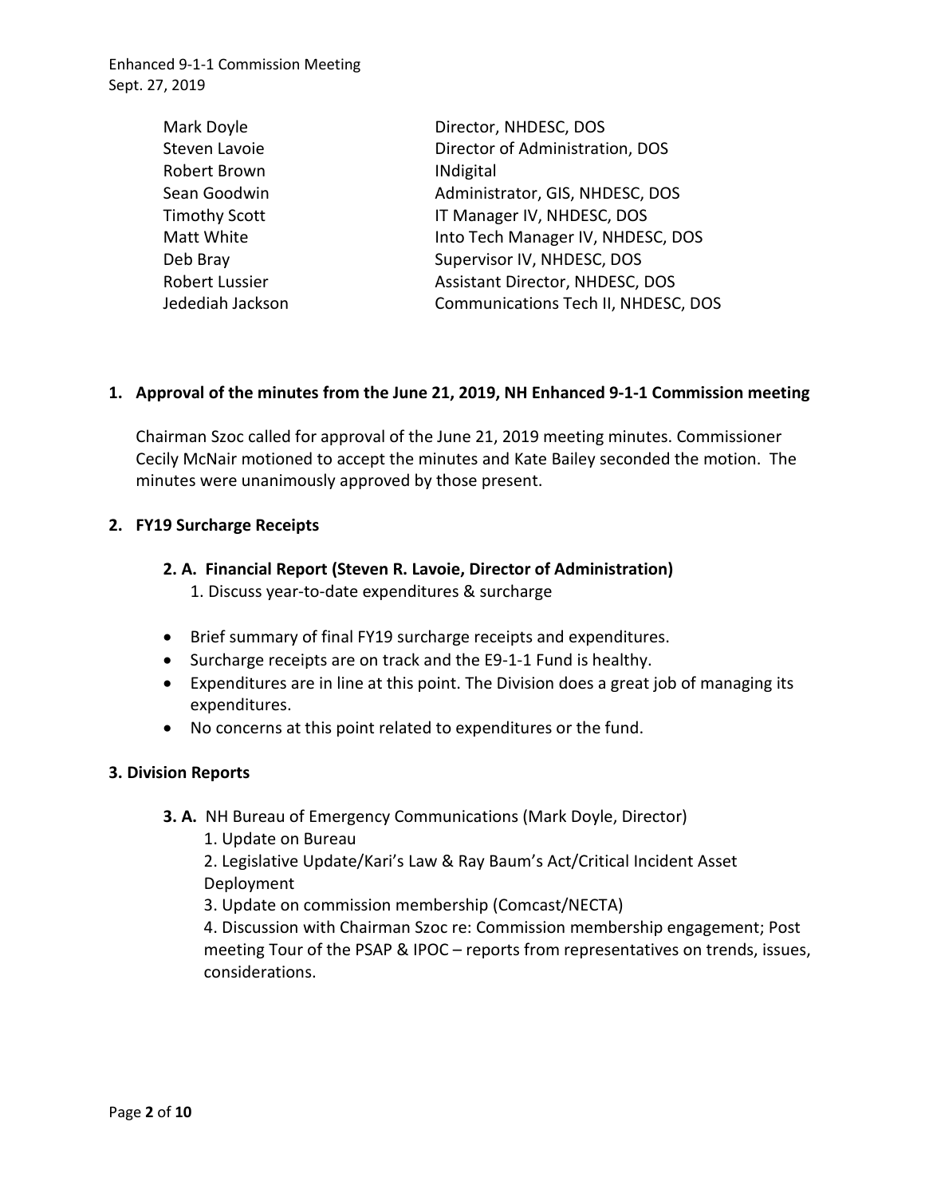| | |
|---|---|
| Mark Doyle | Director, NHDESC, DOS |
| Steven Lavoie | Director of Administration, DOS |
| Robert Brown | INdigital |
| Sean Goodwin | Administrator, GIS, NHDESC, DOS |
| Timothy Scott | IT Manager IV, NHDESC, DOS |
| Matt White | Into Tech Manager IV, NHDESC, DOS |
| Deb Bray | Supervisor IV, NHDESC, DOS |
| Robert Lussier | Assistant Director, NHDESC, DOS |
| Jedediah Jackson | Communications Tech II, NHDESC, DOS |

## 1. Approval of the minutes from the June 21, 2019, NH Enhanced 9-1-1 Commission meeting

Chairman Szoc called for approval of the June 21, 2019 meeting minutes. Commissioner Cecily McNair motioned to accept the minutes and Kate Bailey seconded the motion. The minutes were unanimously approved by those present.

## 2. FY19 Surcharge Receipts

### 2. A. Financial Report (Steven R. Lavoie, Director of Administration)

1. Discuss year-to-date expenditures & surcharge

- Brief summary of final FY19 surcharge receipts and expenditures.
- Surcharge receipts are on track and the E9-1-1 Fund is healthy.
- Expenditures are in line at this point. The Division does a great job of managing its expenditures.
- No concerns at this point related to expenditures or the fund.

## 3. Division Reports

**3. A.** NH Bureau of Emergency Communications (Mark Doyle, Director)

1. Update on Bureau
2. Legislative Update/Kari's Law & Ray Baum's Act/Critical Incident Asset Deployment
3. Update on commission membership (Comcast/NECTA)
4. Discussion with Chairman Szoc re: Commission membership engagement; Post meeting Tour of the PSAP & IPOC – reports from representatives on trends, issues, considerations.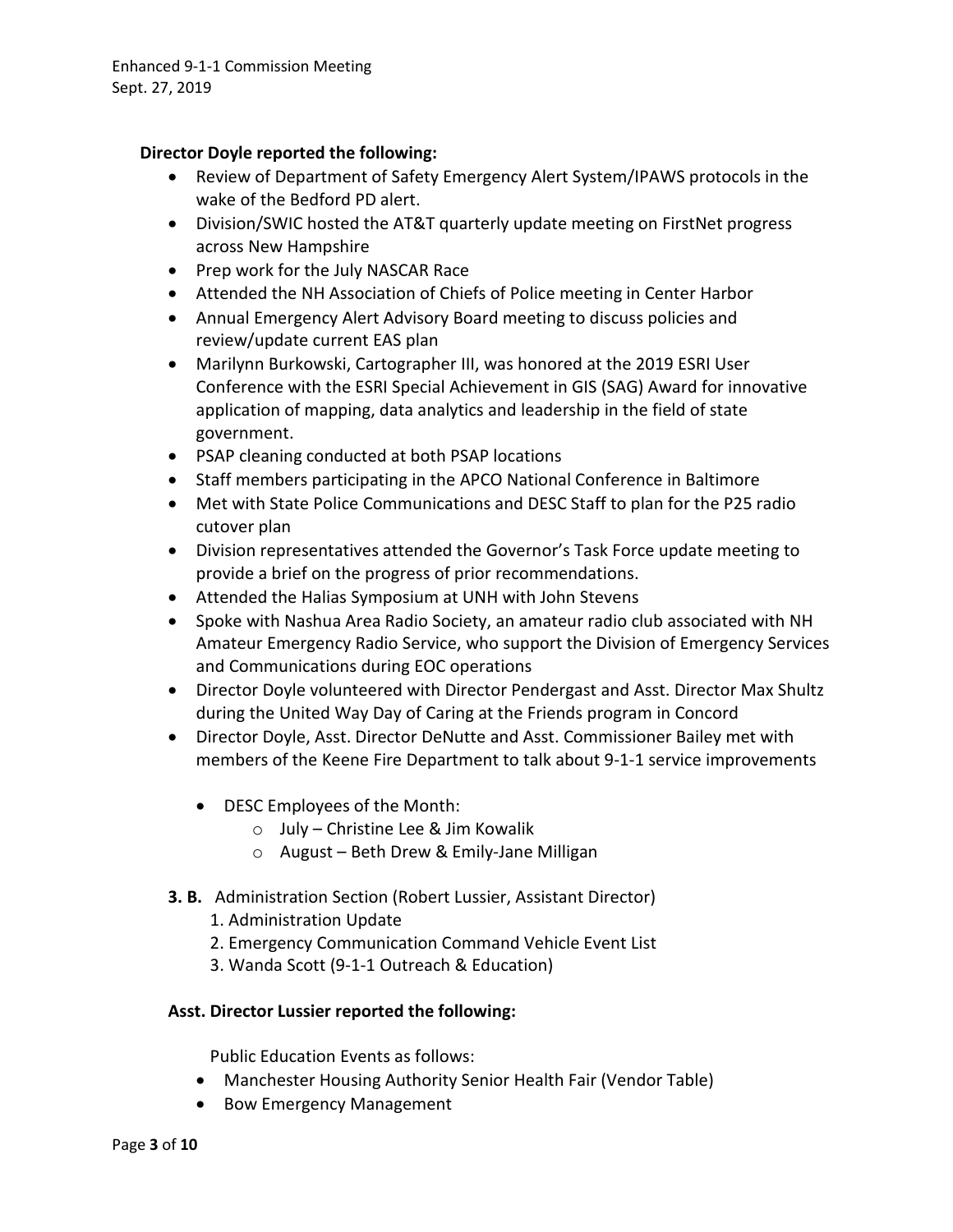**Director Doyle reported the following:**

- Review of Department of Safety Emergency Alert System/IPAWS protocols in the wake of the Bedford PD alert.
- Division/SWIC hosted the AT&T quarterly update meeting on FirstNet progress across New Hampshire
- Prep work for the July NASCAR Race
- Attended the NH Association of Chiefs of Police meeting in Center Harbor
- Annual Emergency Alert Advisory Board meeting to discuss policies and review/update current EAS plan
- Marilynn Burkowski, Cartographer III, was honored at the 2019 ESRI User Conference with the ESRI Special Achievement in GIS (SAG) Award for innovative application of mapping, data analytics and leadership in the field of state government.
- PSAP cleaning conducted at both PSAP locations
- Staff members participating in the APCO National Conference in Baltimore
- Met with State Police Communications and DESC Staff to plan for the P25 radio cutover plan
- Division representatives attended the Governor's Task Force update meeting to provide a brief on the progress of prior recommendations.
- Attended the Halias Symposium at UNH with John Stevens
- Spoke with Nashua Area Radio Society, an amateur radio club associated with NH Amateur Emergency Radio Service, who support the Division of Emergency Services and Communications during EOC operations
- Director Doyle volunteered with Director Pendergast and Asst. Director Max Shultz during the United Way Day of Caring at the Friends program in Concord
- Director Doyle, Asst. Director DeNutte and Asst. Commissioner Bailey met with members of the Keene Fire Department to talk about 9-1-1 service improvements
    - DESC Employees of the Month:
        - July – Christine Lee & Jim Kowalik
        - August – Beth Drew & Emily-Jane Milligan

**3. B.** Administration Section (Robert Lussier, Assistant Director)

1. Administration Update
2. Emergency Communication Command Vehicle Event List
3. Wanda Scott (9-1-1 Outreach & Education)

**Asst. Director Lussier reported the following:**

Public Education Events as follows:

- Manchester Housing Authority Senior Health Fair (Vendor Table)
- Bow Emergency Management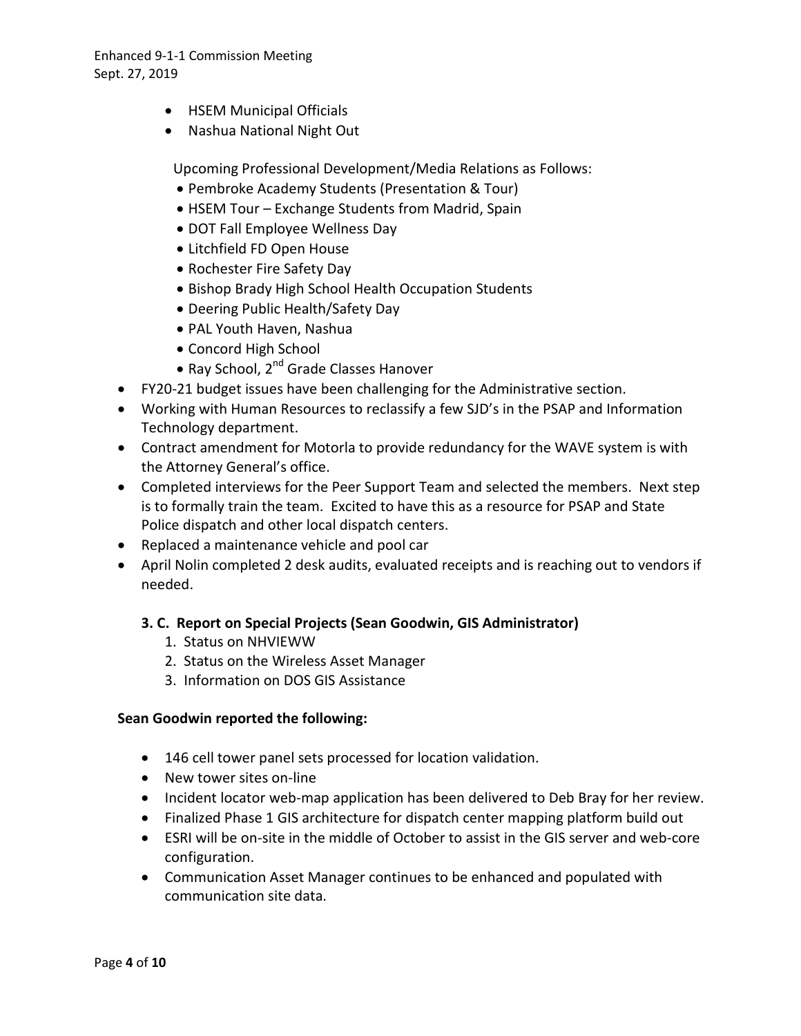- HSEM Municipal Officials
- Nashua National Night Out

Upcoming Professional Development/Media Relations as Follows:

- Pembroke Academy Students (Presentation & Tour)
- HSEM Tour – Exchange Students from Madrid, Spain
- DOT Fall Employee Wellness Day
- Litchfield FD Open House
- Rochester Fire Safety Day
- Bishop Brady High School Health Occupation Students
- Deering Public Health/Safety Day
- PAL Youth Haven, Nashua
- Concord High School
- Ray School, 2nd Grade Classes Hanover

- FY20-21 budget issues have been challenging for the Administrative section.
- Working with Human Resources to reclassify a few SJD's in the PSAP and Information Technology department.
- Contract amendment for Motorla to provide redundancy for the WAVE system is with the Attorney General's office.
- Completed interviews for the Peer Support Team and selected the members. Next step is to formally train the team. Excited to have this as a resource for PSAP and State Police dispatch and other local dispatch centers.
- Replaced a maintenance vehicle and pool car
- April Nolin completed 2 desk audits, evaluated receipts and is reaching out to vendors if needed.

**3. C. Report on Special Projects (Sean Goodwin, GIS Administrator)**

1. Status on NHVIEWW
2. Status on the Wireless Asset Manager
3. Information on DOS GIS Assistance

**Sean Goodwin reported the following:**

- 146 cell tower panel sets processed for location validation.
- New tower sites on-line
- Incident locator web-map application has been delivered to Deb Bray for her review.
- Finalized Phase 1 GIS architecture for dispatch center mapping platform build out
- ESRI will be on-site in the middle of October to assist in the GIS server and web-core configuration.
- Communication Asset Manager continues to be enhanced and populated with communication site data.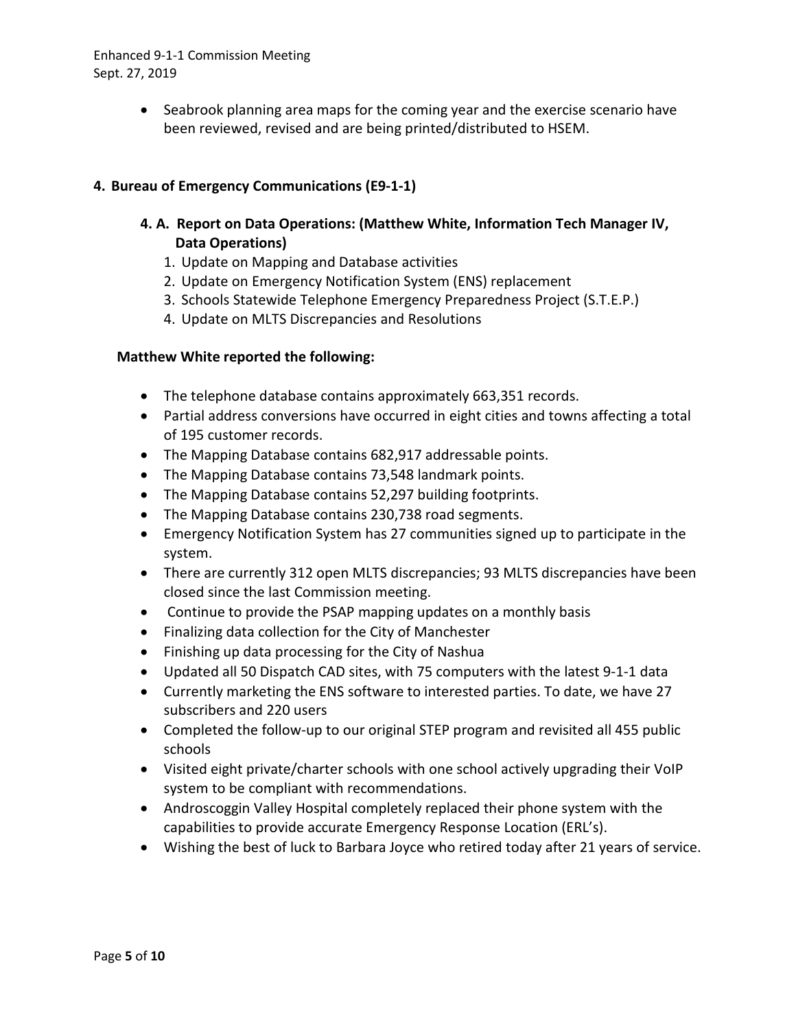- Seabrook planning area maps for the coming year and the exercise scenario have been reviewed, revised and are being printed/distributed to HSEM.

## 4. Bureau of Emergency Communications (E9-1-1)

### 4. A. Report on Data Operations: (Matthew White, Information Tech Manager IV, Data Operations)

1. Update on Mapping and Database activities
2. Update on Emergency Notification System (ENS) replacement
3. Schools Statewide Telephone Emergency Preparedness Project (S.T.E.P.)
4. Update on MLTS Discrepancies and Resolutions

**Matthew White reported the following:**

- The telephone database contains approximately 663,351 records.
- Partial address conversions have occurred in eight cities and towns affecting a total of 195 customer records.
- The Mapping Database contains 682,917 addressable points.
- The Mapping Database contains 73,548 landmark points.
- The Mapping Database contains 52,297 building footprints.
- The Mapping Database contains 230,738 road segments.
- Emergency Notification System has 27 communities signed up to participate in the system.
- There are currently 312 open MLTS discrepancies; 93 MLTS discrepancies have been closed since the last Commission meeting.
- Continue to provide the PSAP mapping updates on a monthly basis
- Finalizing data collection for the City of Manchester
- Finishing up data processing for the City of Nashua
- Updated all 50 Dispatch CAD sites, with 75 computers with the latest 9-1-1 data
- Currently marketing the ENS software to interested parties. To date, we have 27 subscribers and 220 users
- Completed the follow-up to our original STEP program and revisited all 455 public schools
- Visited eight private/charter schools with one school actively upgrading their VoIP system to be compliant with recommendations.
- Androscoggin Valley Hospital completely replaced their phone system with the capabilities to provide accurate Emergency Response Location (ERL's).
- Wishing the best of luck to Barbara Joyce who retired today after 21 years of service.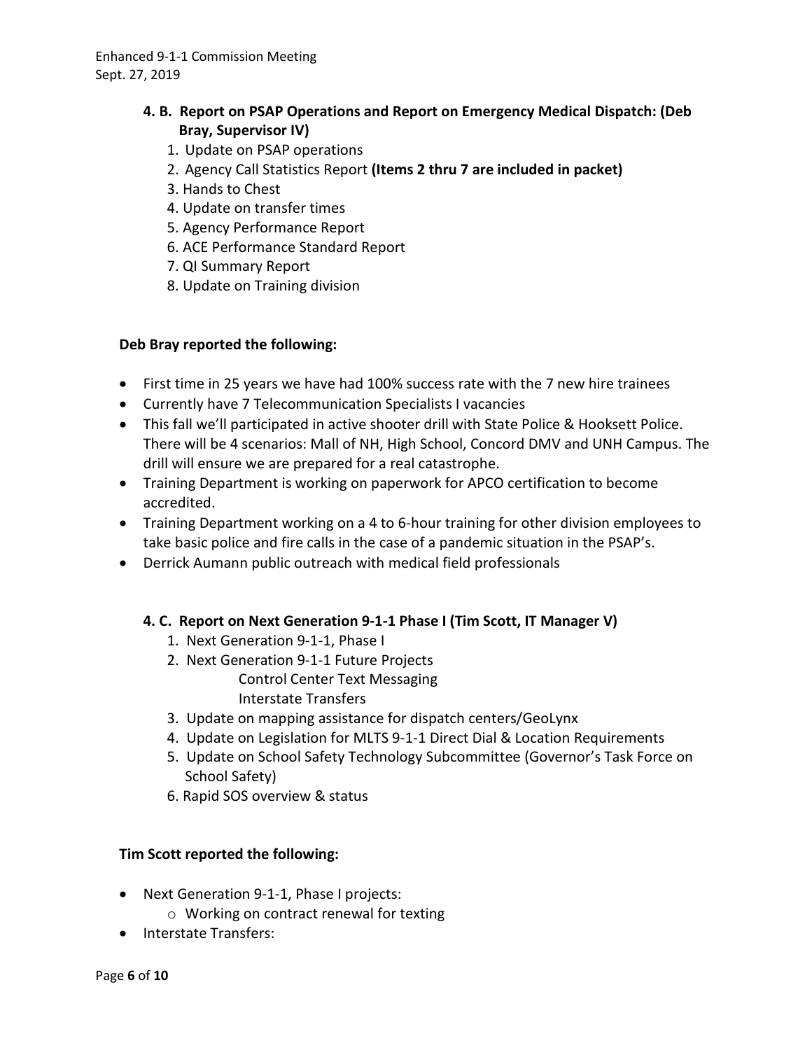### 4. B. Report on PSAP Operations and Report on Emergency Medical Dispatch: (Deb Bray, Supervisor IV)

1. Update on PSAP operations
2. Agency Call Statistics Report **(Items 2 thru 7 are included in packet)**
3. Hands to Chest
4. Update on transfer times
5. Agency Performance Report
6. ACE Performance Standard Report
7. QI Summary Report
8. Update on Training division

**Deb Bray reported the following:**

- First time in 25 years we have had 100% success rate with the 7 new hire trainees
- Currently have 7 Telecommunication Specialists I vacancies
- This fall we'll participated in active shooter drill with State Police & Hooksett Police. There will be 4 scenarios: Mall of NH, High School, Concord DMV and UNH Campus. The drill will ensure we are prepared for a real catastrophe.
- Training Department is working on paperwork for APCO certification to become accredited.
- Training Department working on a 4 to 6-hour training for other division employees to take basic police and fire calls in the case of a pandemic situation in the PSAP's.
- Derrick Aumann public outreach with medical field professionals

### 4. C. Report on Next Generation 9-1-1 Phase I (Tim Scott, IT Manager V)

1. Next Generation 9-1-1, Phase I
2. Next Generation 9-1-1 Future Projects
   - Control Center Text Messaging
   - Interstate Transfers
3. Update on mapping assistance for dispatch centers/GeoLynx
4. Update on Legislation for MLTS 9-1-1 Direct Dial & Location Requirements
5. Update on School Safety Technology Subcommittee (Governor's Task Force on School Safety)
6. Rapid SOS overview & status

**Tim Scott reported the following:**

- Next Generation 9-1-1, Phase I projects:
  - Working on contract renewal for texting
- Interstate Transfers: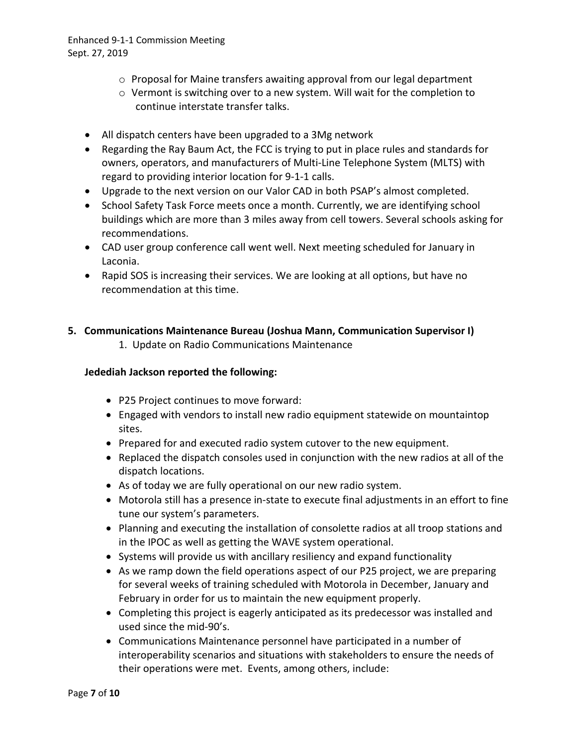- Proposal for Maine transfers awaiting approval from our legal department
  - Vermont is switching over to a new system. Will wait for the completion to continue interstate transfer talks.

- All dispatch centers have been upgraded to a 3Mg network
- Regarding the Ray Baum Act, the FCC is trying to put in place rules and standards for owners, operators, and manufacturers of Multi-Line Telephone System (MLTS) with regard to providing interior location for 9-1-1 calls.
- Upgrade to the next version on our Valor CAD in both PSAP's almost completed.
- School Safety Task Force meets once a month. Currently, we are identifying school buildings which are more than 3 miles away from cell towers. Several schools asking for recommendations.
- CAD user group conference call went well. Next meeting scheduled for January in Laconia.
- Rapid SOS is increasing their services. We are looking at all options, but have no recommendation at this time.

**5. Communications Maintenance Bureau (Joshua Mann, Communication Supervisor I)**

1. Update on Radio Communications Maintenance

**Jedediah Jackson reported the following:**

- P25 Project continues to move forward:
- Engaged with vendors to install new radio equipment statewide on mountaintop sites.
- Prepared for and executed radio system cutover to the new equipment.
- Replaced the dispatch consoles used in conjunction with the new radios at all of the dispatch locations.
- As of today we are fully operational on our new radio system.
- Motorola still has a presence in-state to execute final adjustments in an effort to fine tune our system's parameters.
- Planning and executing the installation of consolette radios at all troop stations and in the IPOC as well as getting the WAVE system operational.
- Systems will provide us with ancillary resiliency and expand functionality
- As we ramp down the field operations aspect of our P25 project, we are preparing for several weeks of training scheduled with Motorola in December, January and February in order for us to maintain the new equipment properly.
- Completing this project is eagerly anticipated as its predecessor was installed and used since the mid-90's.
- Communications Maintenance personnel have participated in a number of interoperability scenarios and situations with stakeholders to ensure the needs of their operations were met. Events, among others, include: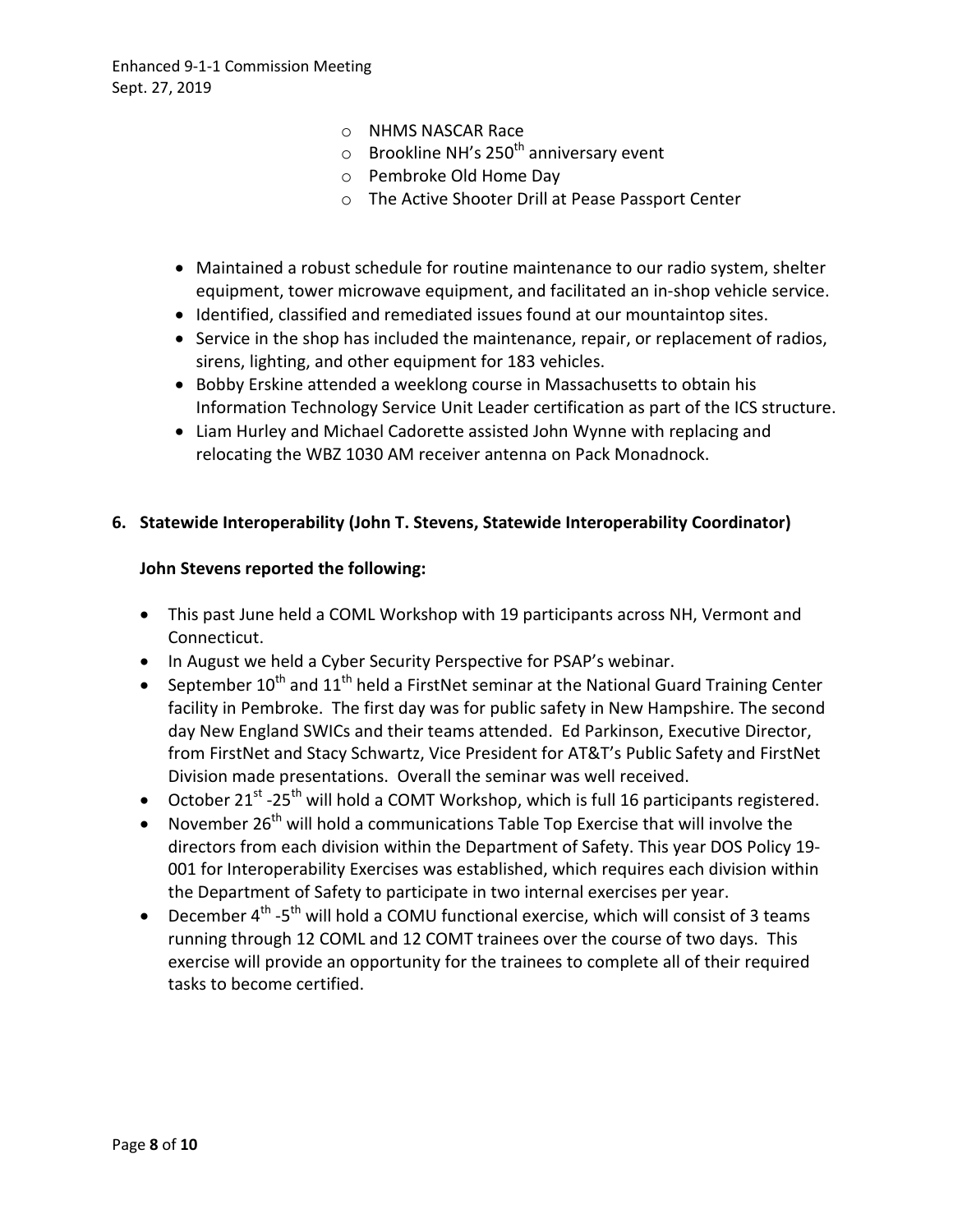- NHMS NASCAR Race
    - Brookline NH's 250th anniversary event
    - Pembroke Old Home Day
    - The Active Shooter Drill at Pease Passport Center

- Maintained a robust schedule for routine maintenance to our radio system, shelter equipment, tower microwave equipment, and facilitated an in-shop vehicle service.
- Identified, classified and remediated issues found at our mountaintop sites.
- Service in the shop has included the maintenance, repair, or replacement of radios, sirens, lighting, and other equipment for 183 vehicles.
- Bobby Erskine attended a weeklong course in Massachusetts to obtain his Information Technology Service Unit Leader certification as part of the ICS structure.
- Liam Hurley and Michael Cadorette assisted John Wynne with replacing and relocating the WBZ 1030 AM receiver antenna on Pack Monadnock.

**6. Statewide Interoperability (John T. Stevens, Statewide Interoperability Coordinator)**

**John Stevens reported the following:**

- This past June held a COML Workshop with 19 participants across NH, Vermont and Connecticut.
- In August we held a Cyber Security Perspective for PSAP's webinar.
- September 10th and 11th held a FirstNet seminar at the National Guard Training Center facility in Pembroke. The first day was for public safety in New Hampshire. The second day New England SWICs and their teams attended. Ed Parkinson, Executive Director, from FirstNet and Stacy Schwartz, Vice President for AT&T's Public Safety and FirstNet Division made presentations. Overall the seminar was well received.
- October 21st -25th will hold a COMT Workshop, which is full 16 participants registered.
- November 26th will hold a communications Table Top Exercise that will involve the directors from each division within the Department of Safety. This year DOS Policy 19-001 for Interoperability Exercises was established, which requires each division within the Department of Safety to participate in two internal exercises per year.
- December 4th -5th will hold a COMU functional exercise, which will consist of 3 teams running through 12 COML and 12 COMT trainees over the course of two days. This exercise will provide an opportunity for the trainees to complete all of their required tasks to become certified.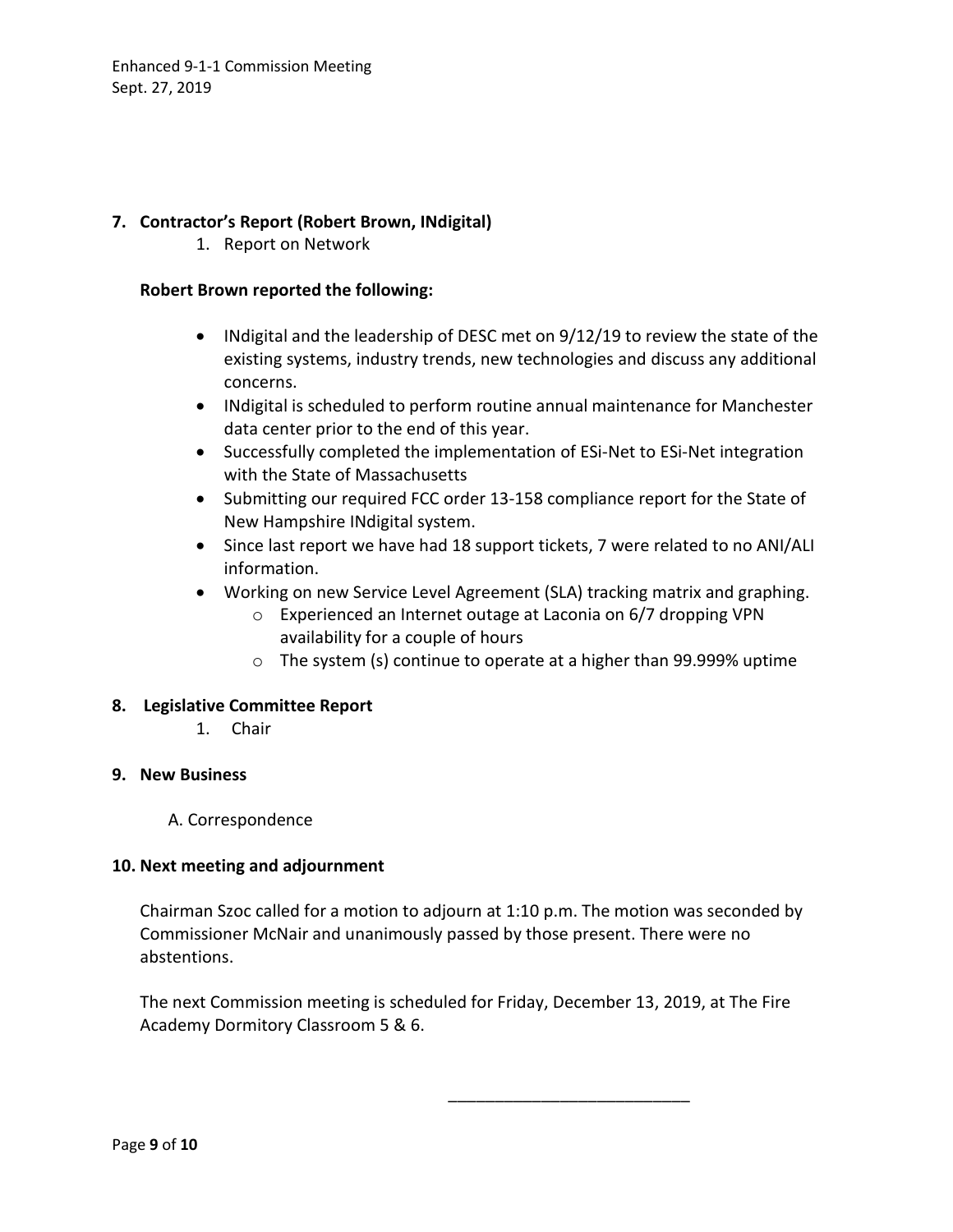**7. Contractor's Report (Robert Brown, INdigital)**

1. Report on Network

**Robert Brown reported the following:**

- INdigital and the leadership of DESC met on 9/12/19 to review the state of the existing systems, industry trends, new technologies and discuss any additional concerns.
- INdigital is scheduled to perform routine annual maintenance for Manchester data center prior to the end of this year.
- Successfully completed the implementation of ESi-Net to ESi-Net integration with the State of Massachusetts
- Submitting our required FCC order 13-158 compliance report for the State of New Hampshire INdigital system.
- Since last report we have had 18 support tickets, 7 were related to no ANI/ALI information.
- Working on new Service Level Agreement (SLA) tracking matrix and graphing.
  - Experienced an Internet outage at Laconia on 6/7 dropping VPN availability for a couple of hours
  - The system (s) continue to operate at a higher than 99.999% uptime

**8. Legislative Committee Report**

1. Chair

**9. New Business**

A. Correspondence

**10. Next meeting and adjournment**

Chairman Szoc called for a motion to adjourn at 1:10 p.m. The motion was seconded by Commissioner McNair and unanimously passed by those present. There were no abstentions.

The next Commission meeting is scheduled for Friday, December 13, 2019, at The Fire Academy Dormitory Classroom 5 & 6.

\_\_\_\_\_\_\_\_\_\_\_\_\_\_\_\_\_\_\_\_\_\_\_\_\_\_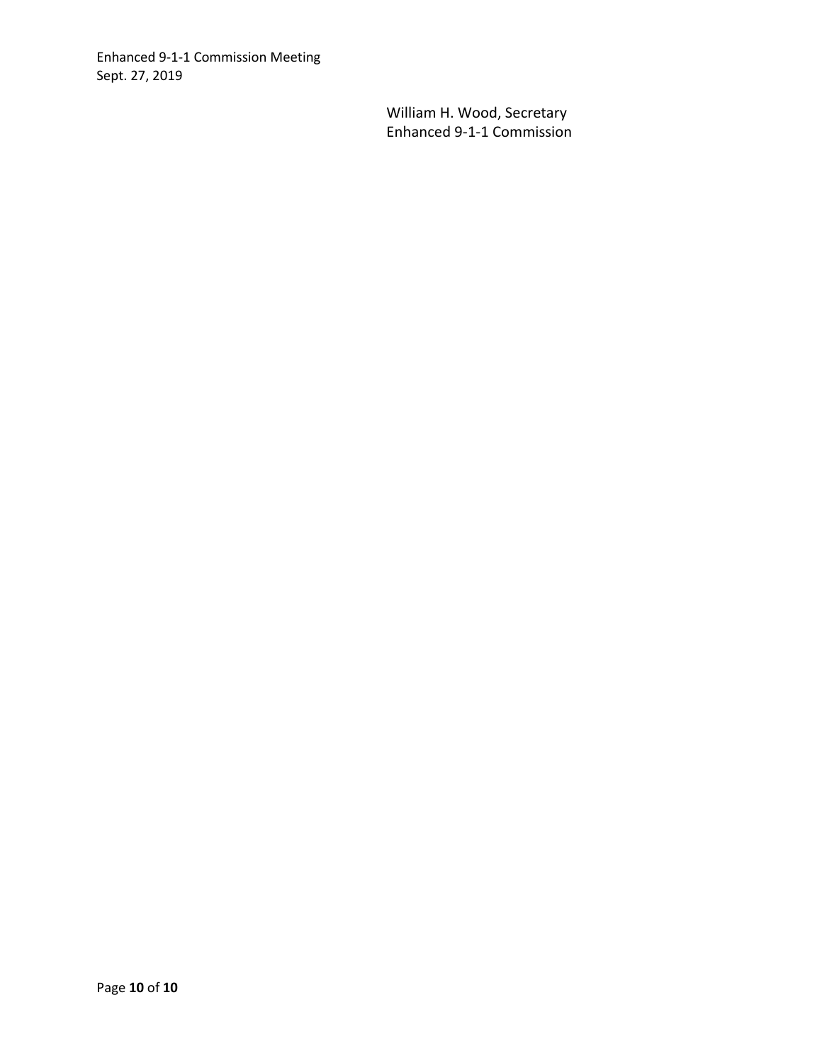William H. Wood, Secretary
Enhanced 9-1-1 Commission